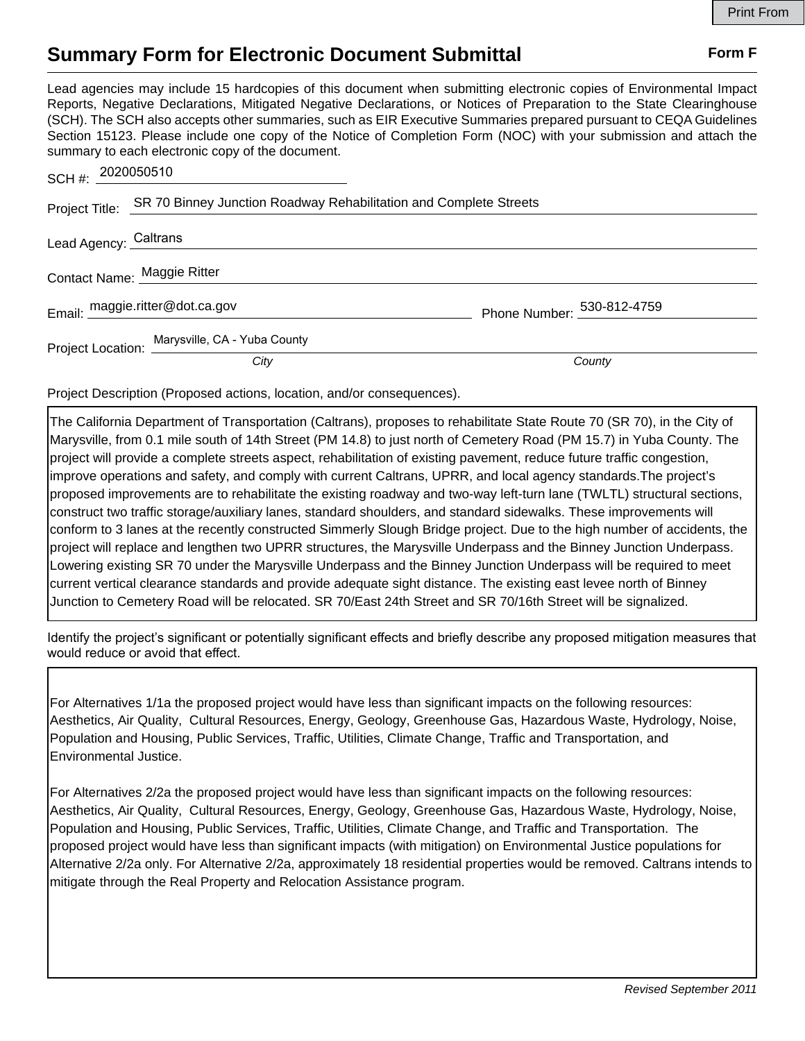# Summary Form for Electronic Document Submittal

**Form F**

Lead agencies may include 15 hardcopies of this document when submitting electronic copies of Environmental Impact Reports, Negative Declarations, Mitigated Negative Declarations, or Notices of Preparation to the State Clearinghouse (SCH). The SCH also accepts other summaries, such as EIR Executive Summaries prepared pursuant to CEQA Guidelines Section 15123. Please include one copy of the Notice of Completion Form (NOC) with your submission and attach the summary to each electronic copy of the document.

SCH #: 2020050510

Project Title: SR 70 Binney Junction Roadway Rehabilitation and Complete Streets

Lead Agency: Caltrans

Contact Name: Maggie Ritter

Email: maggie.ritter@dot.ca.gov    Phone Number: 530-812-4759

Project Location: Marysville, CA - Yuba County
*City*    *County*

Project Description (Proposed actions, location, and/or consequences).

The California Department of Transportation (Caltrans), proposes to rehabilitate State Route 70 (SR 70), in the City of Marysville, from 0.1 mile south of 14th Street (PM 14.8) to just north of Cemetery Road (PM 15.7) in Yuba County. The project will provide a complete streets aspect, rehabilitation of existing pavement, reduce future traffic congestion, improve operations and safety, and comply with current Caltrans, UPRR, and local agency standards.The project's proposed improvements are to rehabilitate the existing roadway and two-way left-turn lane (TWLTL) structural sections, construct two traffic storage/auxiliary lanes, standard shoulders, and standard sidewalks. These improvements will conform to 3 lanes at the recently constructed Simmerly Slough Bridge project. Due to the high number of accidents, the project will replace and lengthen two UPRR structures, the Marysville Underpass and the Binney Junction Underpass. Lowering existing SR 70 under the Marysville Underpass and the Binney Junction Underpass will be required to meet current vertical clearance standards and provide adequate sight distance. The existing east levee north of Binney Junction to Cemetery Road will be relocated. SR 70/East 24th Street and SR 70/16th Street will be signalized.

Identify the project's significant or potentially significant effects and briefly describe any proposed mitigation measures that would reduce or avoid that effect.

For Alternatives 1/1a the proposed project would have less than significant impacts on the following resources: Aesthetics, Air Quality, Cultural Resources, Energy, Geology, Greenhouse Gas, Hazardous Waste, Hydrology, Noise, Population and Housing, Public Services, Traffic, Utilities, Climate Change, Traffic and Transportation, and Environmental Justice.

For Alternatives 2/2a the proposed project would have less than significant impacts on the following resources: Aesthetics, Air Quality, Cultural Resources, Energy, Geology, Greenhouse Gas, Hazardous Waste, Hydrology, Noise, Population and Housing, Public Services, Traffic, Utilities, Climate Change, and Traffic and Transportation. The proposed project would have less than significant impacts (with mitigation) on Environmental Justice populations for Alternative 2/2a only. For Alternative 2/2a, approximately 18 residential properties would be removed. Caltrans intends to mitigate through the Real Property and Relocation Assistance program.

*Revised September 2011*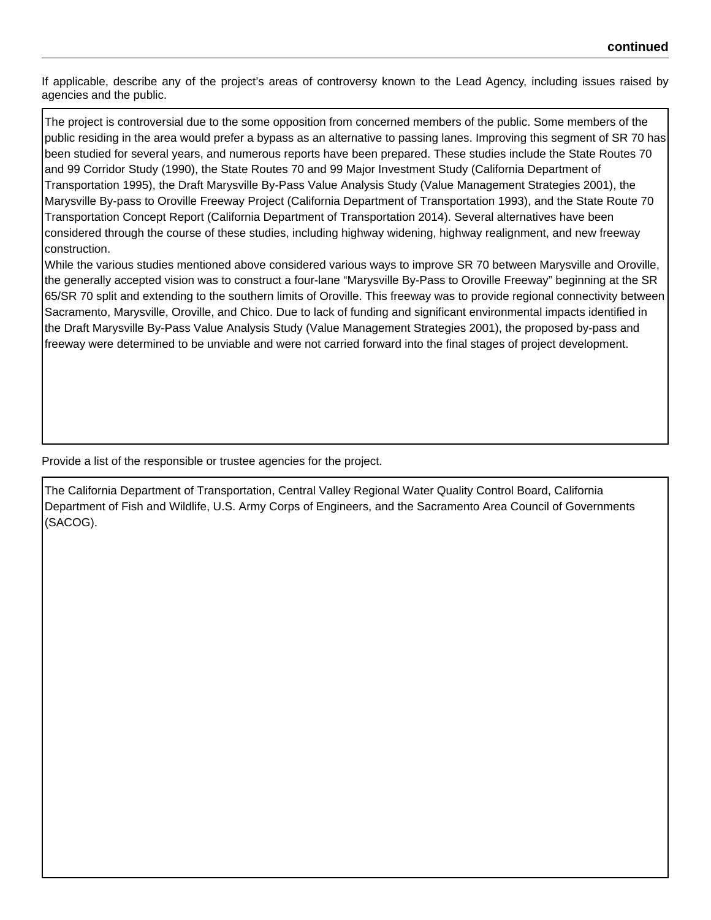**continued**

If applicable, describe any of the project's areas of controversy known to the Lead Agency, including issues raised by agencies and the public.

The project is controversial due to the some opposition from concerned members of the public. Some members of the public residing in the area would prefer a bypass as an alternative to passing lanes. Improving this segment of SR 70 has been studied for several years, and numerous reports have been prepared. These studies include the State Routes 70 and 99 Corridor Study (1990), the State Routes 70 and 99 Major Investment Study (California Department of Transportation 1995), the Draft Marysville By-Pass Value Analysis Study (Value Management Strategies 2001), the Marysville By-pass to Oroville Freeway Project (California Department of Transportation 1993), and the State Route 70 Transportation Concept Report (California Department of Transportation 2014). Several alternatives have been considered through the course of these studies, including highway widening, highway realignment, and new freeway construction.

While the various studies mentioned above considered various ways to improve SR 70 between Marysville and Oroville, the generally accepted vision was to construct a four-lane "Marysville By-Pass to Oroville Freeway" beginning at the SR 65/SR 70 split and extending to the southern limits of Oroville. This freeway was to provide regional connectivity between Sacramento, Marysville, Oroville, and Chico. Due to lack of funding and significant environmental impacts identified in the Draft Marysville By-Pass Value Analysis Study (Value Management Strategies 2001), the proposed by-pass and freeway were determined to be unviable and were not carried forward into the final stages of project development.

Provide a list of the responsible or trustee agencies for the project.

The California Department of Transportation, Central Valley Regional Water Quality Control Board, California Department of Fish and Wildlife, U.S. Army Corps of Engineers, and the Sacramento Area Council of Governments (SACOG).